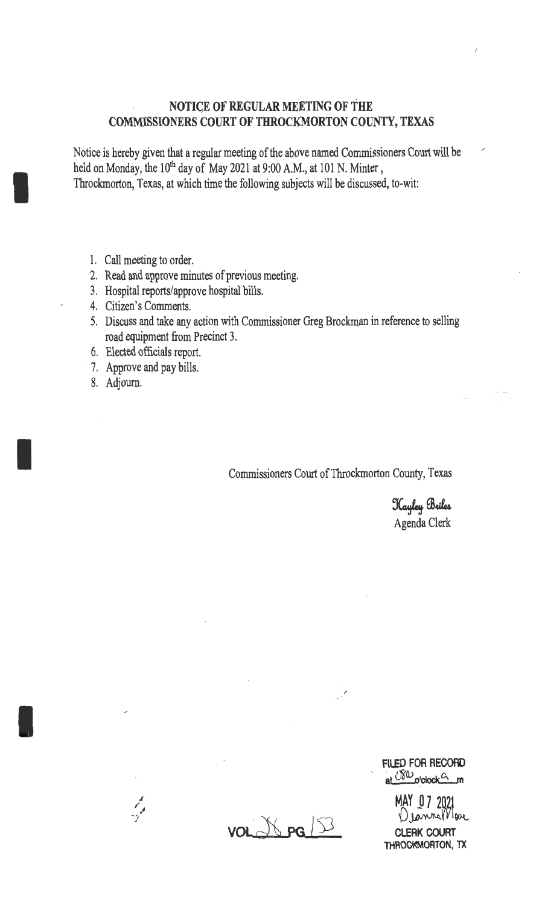## NOTICE OF REGULAR MEETING OF THE COMMISSIONERS COURT OF THROCKMORTON COUNTY, TEXAS

Notice is hereby given that a regular meeting of the above named Commissioners Court will be held on Monday, the 10th day of May 2021 at 9:00 A.M., at 101 N. Minter, Throckmorton, Texas, at which time the following subjects will be discussed, to-wit:

1. Call meeting to order.
2. Read and approve minutes of previous meeting.
3. Hospital reports/approve hospital bills.
4. Citizen's Comments.
5. Discuss and take any action with Commissioner Greg Brockman in reference to selling road equipment from Precinct 3.
6. Elected officials report.
7. Approve and pay bills.
8. Adjourn.

Commissioners Court of Throckmorton County, Texas

*Kayley Briles*
Agenda Clerk

VOL 28 PG 153

FILED FOR RECORD
at 8:00 o'clock a m

MAY 07 2021
Dianna Moore
CLERK COURT
THROCKMORTON, TX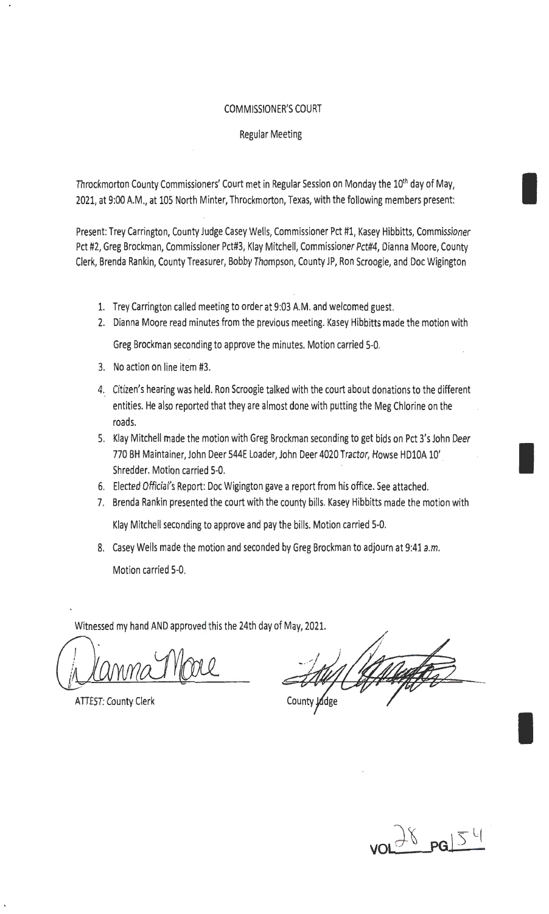# COMMISSIONER'S COURT

## Regular Meeting

Throckmorton County Commissioners' Court met in Regular Session on Monday the 10th day of May, 2021, at 9:00 A.M., at 105 North Minter, Throckmorton, Texas, with the following members present:

Present: Trey Carrington, County Judge Casey Wells, Commissioner Pct #1, Kasey Hibbitts, Commissioner Pct #2, Greg Brockman, Commissioner Pct#3, Klay Mitchell, Commissioner Pct#4, Dianna Moore, County Clerk, Brenda Rankin, County Treasurer, Bobby Thompson, County JP, Ron Scroogie, and Doc Wigington

1. Trey Carrington called meeting to order at 9:03 A.M. and welcomed guest.
2. Dianna Moore read minutes from the previous meeting. Kasey Hibbitts made the motion with Greg Brockman seconding to approve the minutes. Motion carried 5-0.
3. No action on line item #3.
4. Citizen's hearing was held. Ron Scroogie talked with the court about donations to the different entities. He also reported that they are almost done with putting the Meg Chlorine on the roads.
5. Klay Mitchell made the motion with Greg Brockman seconding to get bids on Pct 3's John Deer 770 BH Maintainer, John Deer 544E Loader, John Deer 4020 Tractor, Howse HD10A 10' Shredder. Motion carried 5-0.
6. Elected Official's Report: Doc Wigington gave a report from his office. See attached.
7. Brenda Rankin presented the court with the county bills. Kasey Hibbitts made the motion with Klay Mitchell seconding to approve and pay the bills. Motion carried 5-0.
8. Casey Wells made the motion and seconded by Greg Brockman to adjourn at 9:41 a.m. Motion carried 5-0.

Witnessed my hand AND approved this the 24th day of May, 2021.

Dianna Moore

ATTEST: County Clerk

County Judge

VOL 28 PG 154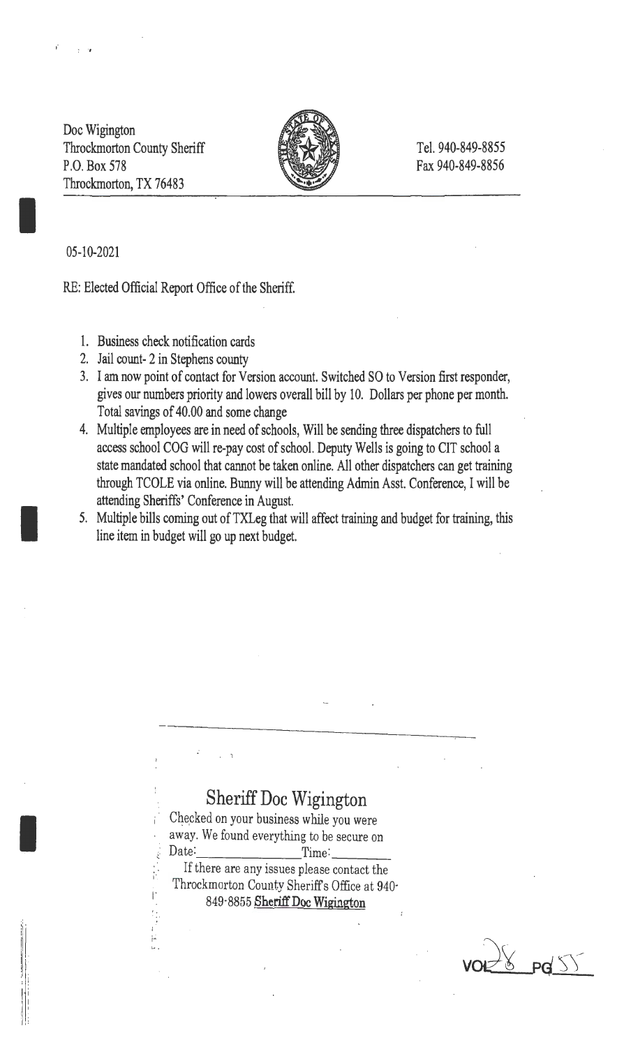Doc Wigington
Throckmorton County Sheriff
P.O. Box 578
Throckmorton, TX 76483

Tel. 940-849-8855
Fax 940-849-8856

05-10-2021

RE: Elected Official Report Office of the Sheriff.

1. Business check notification cards
2. Jail count- 2 in Stephens county
3. I am now point of contact for Version account. Switched SO to Version first responder, gives our numbers priority and lowers overall bill by 10. Dollars per phone per month. Total savings of 40.00 and some change
4. Multiple employees are in need of schools, Will be sending three dispatchers to full access school COG will re-pay cost of school. Deputy Wells is going to CIT school a state mandated school that cannot be taken online. All other dispatchers can get training through TCOLE via online. Bunny will be attending Admin Asst. Conference, I will be attending Sheriffs' Conference in August.
5. Multiple bills coming out of TXLeg that will affect training and budget for training, this line item in budget will go up next budget.

---

## Sheriff Doc Wigington

Checked on your business while you were away. We found everything to be secure on Date:_______________Time:_________

If there are any issues please contact the Throckmorton County Sheriff's Office at 940-849-8855 Sheriff Doc Wigington

VOL 28 PG 55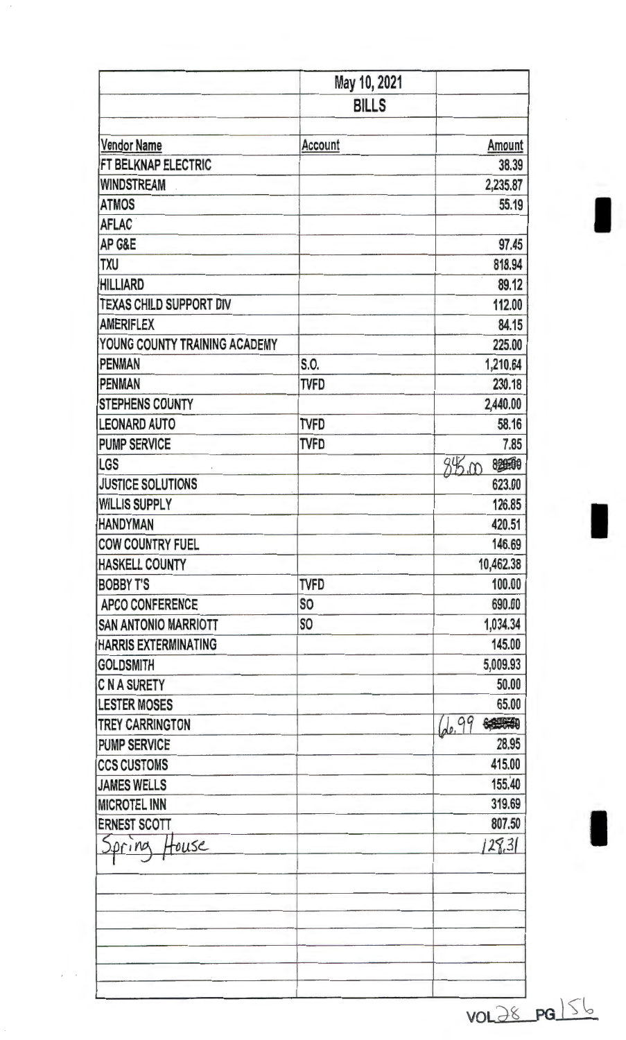| | May 10, 2021 | |
|---|---|---|
| | BILLS | |
| Vendor Name | Account | Amount |
| FT BELKNAP ELECTRIC | | 38.39 |
| WINDSTREAM | | 2,235.87 |
| ATMOS | | 55.19 |
| AFLAC | | |
| AP G&E | | 97.45 |
| TXU | | 818.94 |
| HILLIARD | | 89.12 |
| TEXAS CHILD SUPPORT DIV | | 112.00 |
| AMERIFLEX | | 84.15 |
| YOUNG COUNTY TRAINING ACADEMY | | 225.00 |
| PENMAN | S.O. | 1,210.64 |
| PENMAN | TVFD | 230.18 |
| STEPHENS COUNTY | | 2,440.00 |
| LEONARD AUTO | TVFD | 58.16 |
| PUMP SERVICE | TVFD | 7.85 |
| LGS | | 845.00 ~~820.00~~ |
| JUSTICE SOLUTIONS | | 623.00 |
| WILLIS SUPPLY | | 126.85 |
| HANDYMAN | | 420.51 |
| COW COUNTRY FUEL | | 146.69 |
| HASKELL COUNTY | | 10,462.38 |
| BOBBY T'S | TVFD | 100.00 |
| APCO CONFERENCE | SO | 690.00 |
| SAN ANTONIO MARRIOTT | SO | 1,034.34 |
| HARRIS EXTERMINATING | | 145.00 |
| GOLDSMITH | | 5,009.93 |
| C N A SURETY | | 50.00 |
| LESTER MOSES | | 65.00 |
| TREY CARRINGTON | | 66.99 ~~[struck out]~~ |
| PUMP SERVICE | | 28.95 |
| CCS CUSTOMS | | 415.00 |
| JAMES WELLS | | 155.40 |
| MICROTEL INN | | 319.69 |
| ERNEST SCOTT | | 807.50 |
| Spring House | | 128.31 |

VOL 28 PG 156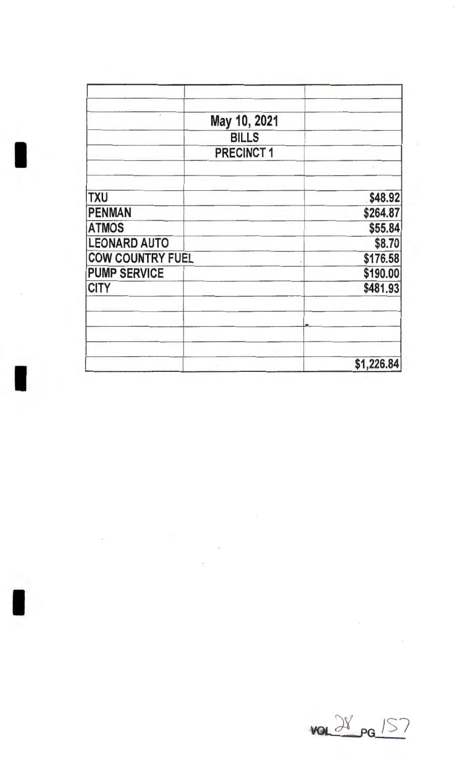| | | |
|---|---|---|
| | May 10, 2021 | |
| | BILLS | |
| | PRECINCT 1 | |
| | | |
| | | |
| TXU | | $48.92 |
| PENMAN | | $264.87 |
| ATMOS | | $55.84 |
| LEONARD AUTO | | $8.70 |
| COW COUNTRY FUEL | | $176.58 |
| PUMP SERVICE | | $190.00 |
| CITY | | $481.93 |
| | | |
| | | |
| | | |
| | | |
| | | $1,226.84 |

VOL 28 PG 157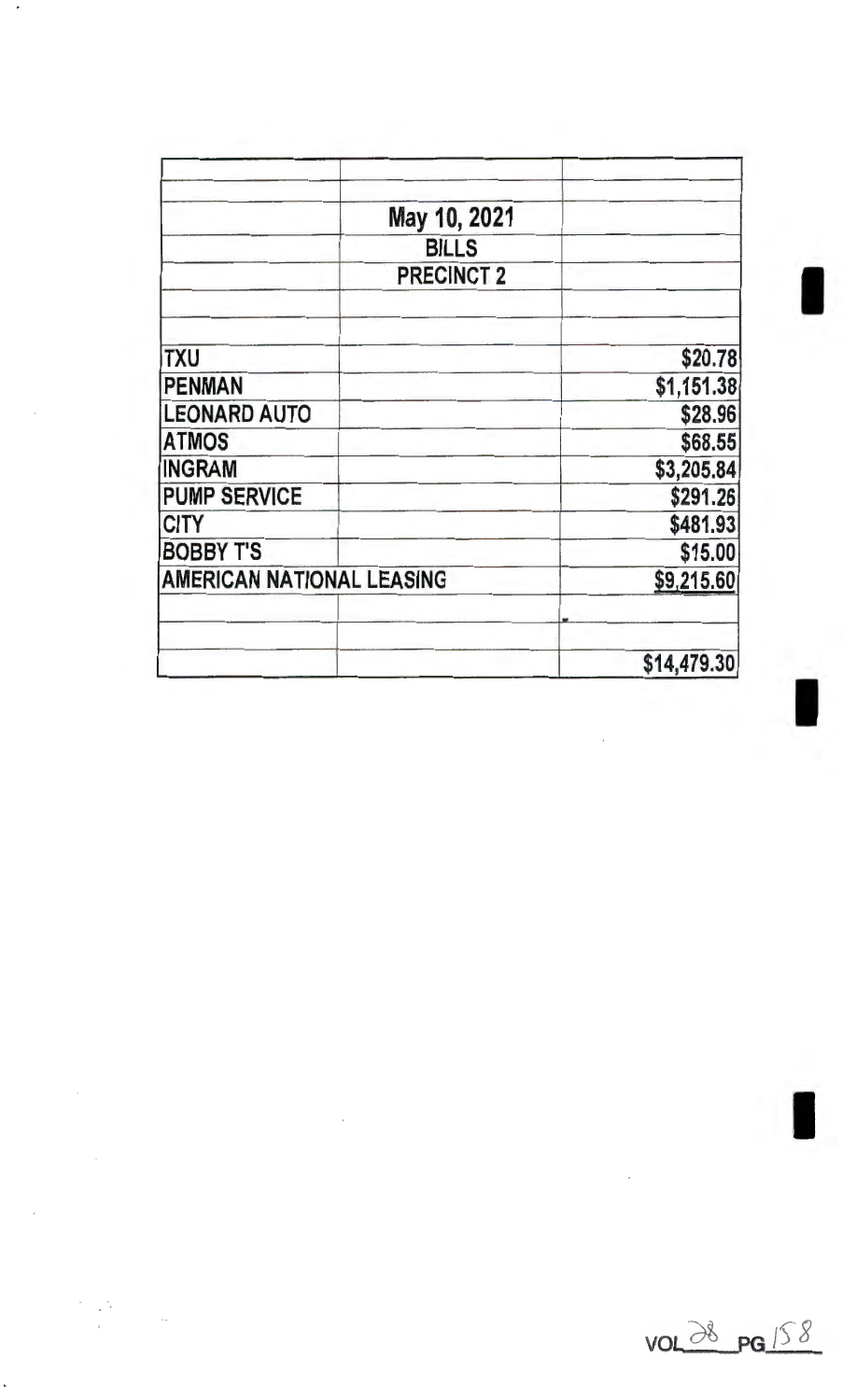| | | |
|---|---|---|
| | **May 10, 2021** | |
| | **BILLS** | |
| | **PRECINCT 2** | |
| | | |
| **TXU** | | **$20.78** |
| **PENMAN** | | **$1,151.38** |
| **LEONARD AUTO** | | **$28.96** |
| **ATMOS** | | **$68.55** |
| **INGRAM** | | **$3,205.84** |
| **PUMP SERVICE** | | **$291.26** |
| **CITY** | | **$481.93** |
| **BOBBY T'S** | | **$15.00** |
| **AMERICAN NATIONAL LEASING** | | **$9,215.60** |
| | | |
| | | **$14,479.30** |

VOL 28 PG 158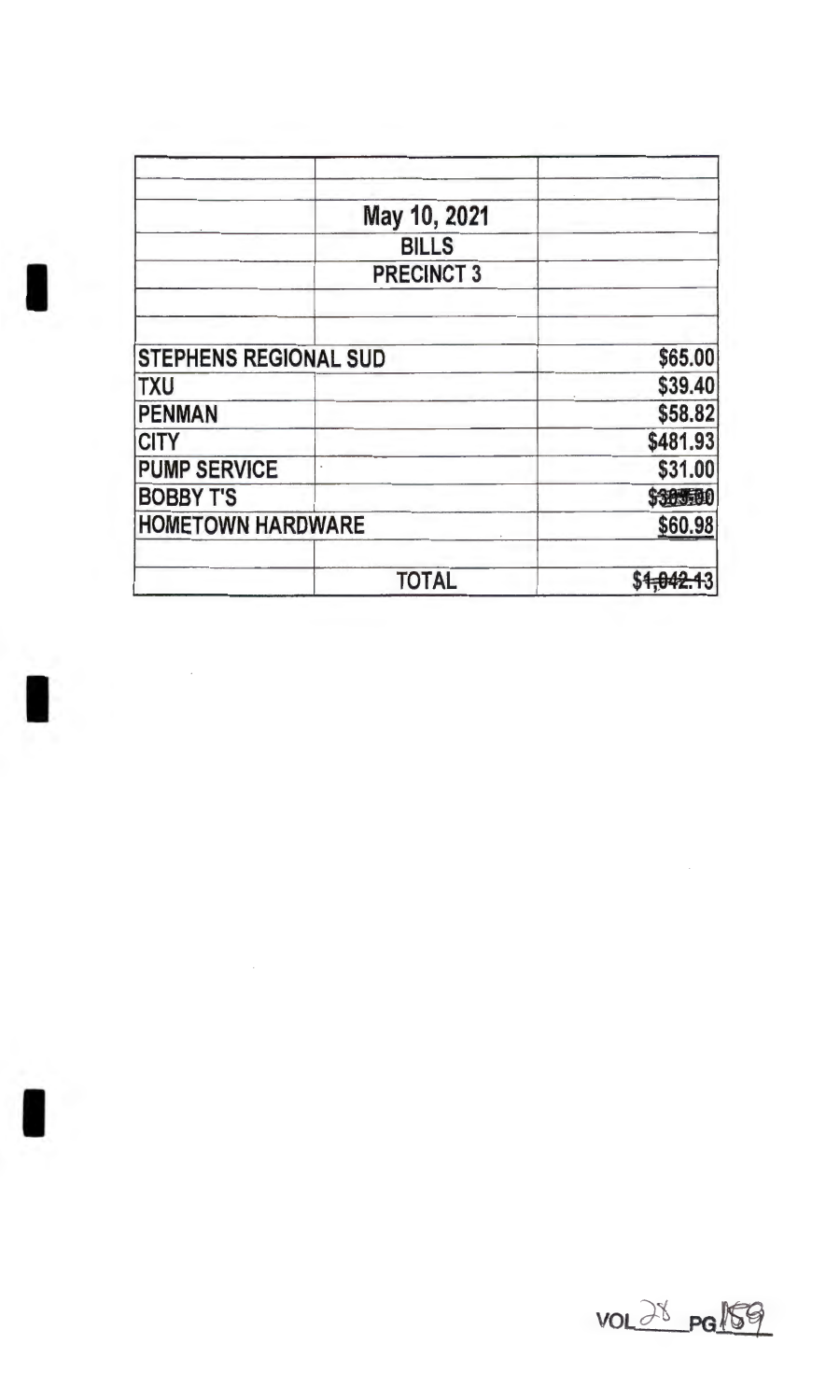| | | |
|---|---|---|
| | May 10, 2021 | |
| | BILLS | |
| | PRECINCT 3 | |
| | | |
| | | |
| STEPHENS REGIONAL SUD | | $65.00 |
| TXU | | $39.40 |
| PENMAN | | $58.82 |
| CITY | | $481.93 |
| PUMP SERVICE | | $31.00 |
| BOBBY T'S | | $~~305.00~~ |
| HOMETOWN HARDWARE | | $60.98 |
| | | |
| | TOTAL | $~~1,042.13~~ |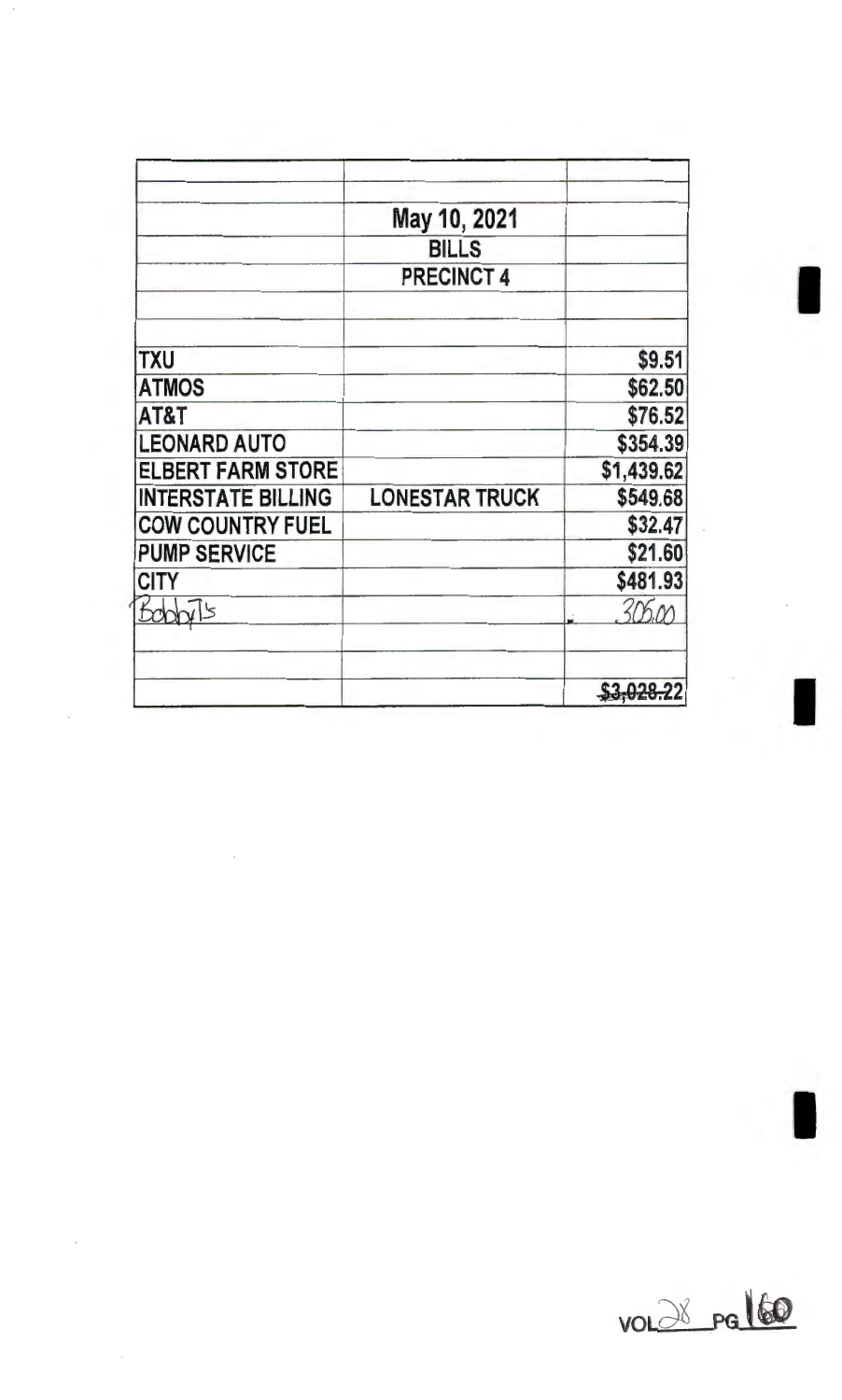| | | |
|---|---|---|
| | May 10, 2021 | |
| | BILLS | |
| | PRECINCT 4 | |
| TXU | | $9.51 |
| ATMOS | | $62.50 |
| AT&T | | $76.52 |
| LEONARD AUTO | | $354.39 |
| ELBERT FARM STORE | | $1,439.62 |
| INTERSTATE BILLING | LONESTAR TRUCK | $549.68 |
| COW COUNTRY FUEL | | $32.47 |
| PUMP SERVICE | | $21.60 |
| CITY | | $481.93 |
| Bobby T's | | 305.00 |
| | | ~~$3,028.22~~ |

VOL 28 PG 160